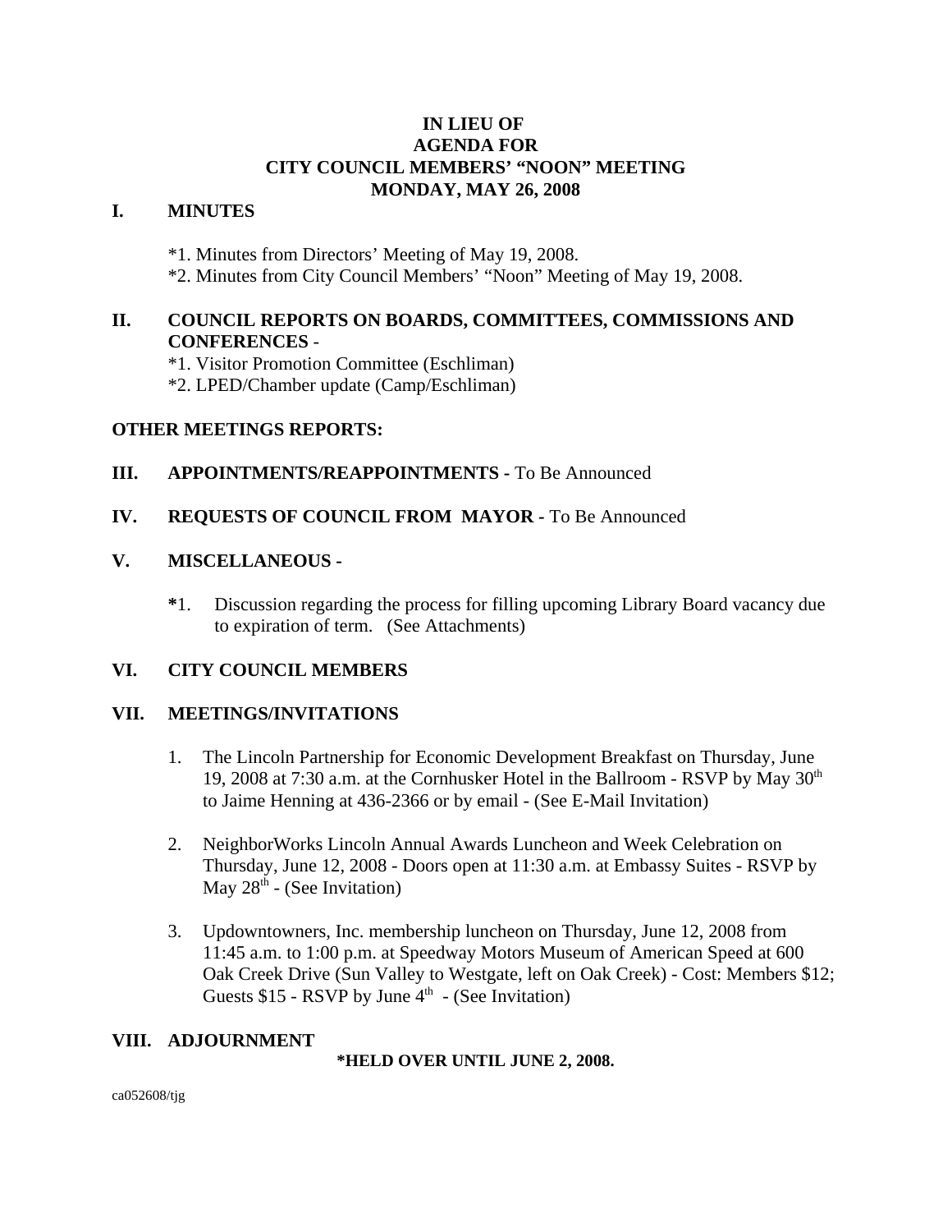# IN LIEU OF
# AGENDA FOR
# CITY COUNCIL MEMBERS' "NOON" MEETING
# MONDAY, MAY 26, 2008

## I. MINUTES

*1. Minutes from Directors' Meeting of May 19, 2008.
*2. Minutes from City Council Members' "Noon" Meeting of May 19, 2008.

## II. COUNCIL REPORTS ON BOARDS, COMMITTEES, COMMISSIONS AND CONFERENCES -

*1. Visitor Promotion Committee (Eschliman)
*2. LPED/Chamber update (Camp/Eschliman)

## OTHER MEETINGS REPORTS:

## III. APPOINTMENTS/REAPPOINTMENTS - To Be Announced

## IV. REQUESTS OF COUNCIL FROM MAYOR - To Be Announced

## V. MISCELLANEOUS -

**\***1. Discussion regarding the process for filling upcoming Library Board vacancy due to expiration of term. (See Attachments)

## VI. CITY COUNCIL MEMBERS

## VII. MEETINGS/INVITATIONS

1. The Lincoln Partnership for Economic Development Breakfast on Thursday, June 19, 2008 at 7:30 a.m. at the Cornhusker Hotel in the Ballroom - RSVP by May 30th to Jaime Henning at 436-2366 or by email - (See E-Mail Invitation)

2. NeighborWorks Lincoln Annual Awards Luncheon and Week Celebration on Thursday, June 12, 2008 - Doors open at 11:30 a.m. at Embassy Suites - RSVP by May 28th - (See Invitation)

3. Updowntowners, Inc. membership luncheon on Thursday, June 12, 2008 from 11:45 a.m. to 1:00 p.m. at Speedway Motors Museum of American Speed at 600 Oak Creek Drive (Sun Valley to Westgate, left on Oak Creek) - Cost: Members $12; Guests $15 - RSVP by June 4th - (See Invitation)

## VIII. ADJOURNMENT

**\*HELD OVER UNTIL JUNE 2, 2008.**

ca052608/tjg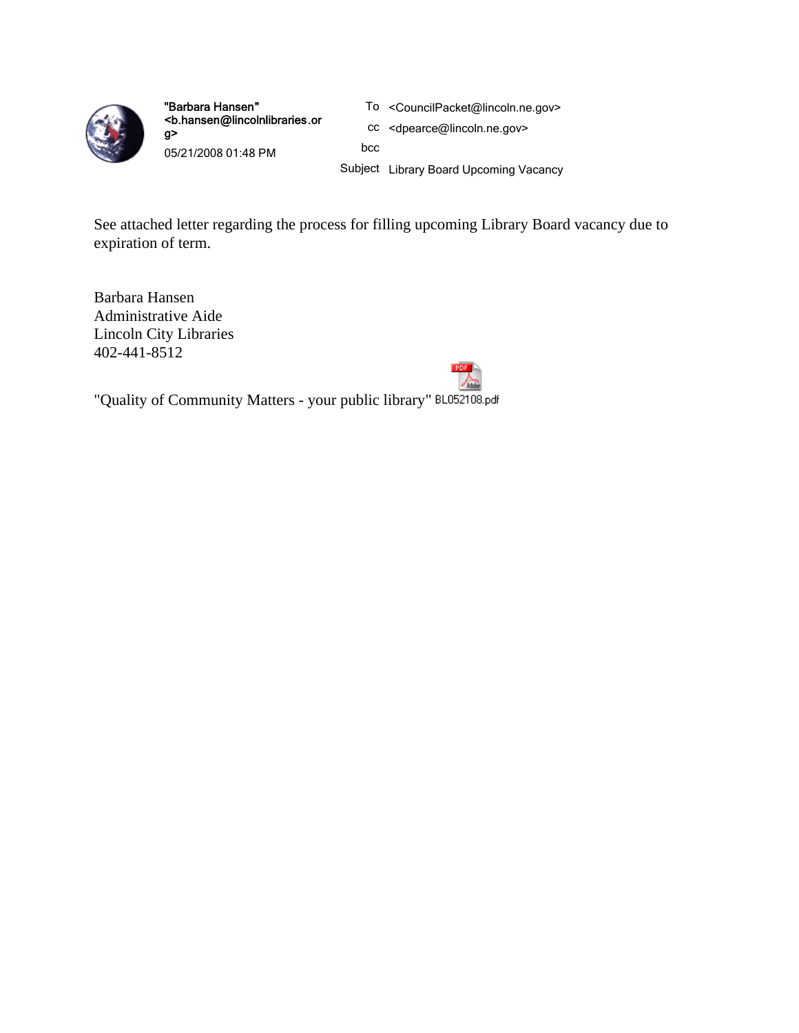"Barbara Hansen" <b.hansen@lincolnlibraries.org>
05/21/2008 01:48 PM

To <CouncilPacket@lincoln.ne.gov>
cc <dpearce@lincoln.ne.gov>
bcc
Subject Library Board Upcoming Vacancy

See attached letter regarding the process for filling upcoming Library Board vacancy due to expiration of term.

Barbara Hansen
Administrative Aide
Lincoln City Libraries
402-441-8512

"Quality of Community Matters - your public library" BL052108.pdf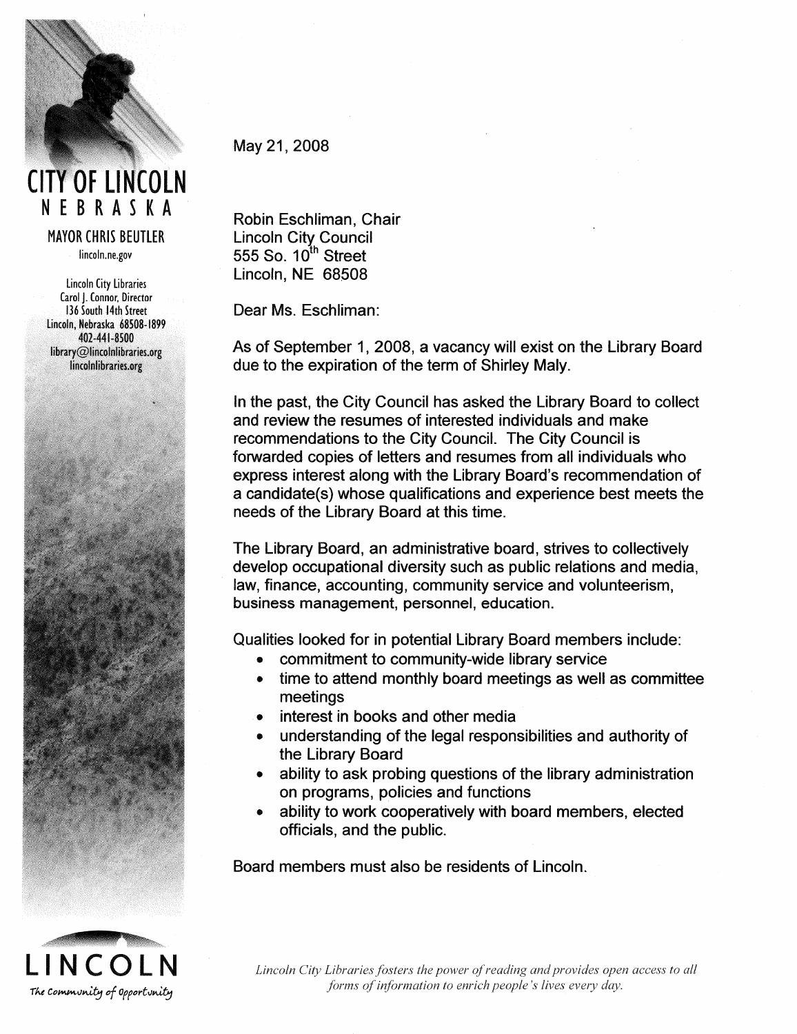**CITY OF LINCOLN**
**NEBRASKA**

**MAYOR CHRIS BEUTLER**
lincoln.ne.gov

Lincoln City Libraries
Carol J. Connor, Director
136 South 14th Street
Lincoln, Nebraska 68508-1899
402-441-8500
library@lincolnlibraries.org
lincolnlibraries.org

May 21, 2008

Robin Eschliman, Chair
Lincoln City Council
555 So. 10th Street
Lincoln, NE 68508

Dear Ms. Eschliman:

As of September 1, 2008, a vacancy will exist on the Library Board due to the expiration of the term of Shirley Maly.

In the past, the City Council has asked the Library Board to collect and review the resumes of interested individuals and make recommendations to the City Council. The City Council is forwarded copies of letters and resumes from all individuals who express interest along with the Library Board's recommendation of a candidate(s) whose qualifications and experience best meets the needs of the Library Board at this time.

The Library Board, an administrative board, strives to collectively develop occupational diversity such as public relations and media, law, finance, accounting, community service and volunteerism, business management, personnel, education.

Qualities looked for in potential Library Board members include:

- commitment to community-wide library service
- time to attend monthly board meetings as well as committee meetings
- interest in books and other media
- understanding of the legal responsibilities and authority of the Library Board
- ability to ask probing questions of the library administration on programs, policies and functions
- ability to work cooperatively with board members, elected officials, and the public.

Board members must also be residents of Lincoln.

**LINCOLN**
*The Community of Opportunity*

*Lincoln City Libraries fosters the power of reading and provides open access to all forms of information to enrich people's lives every day.*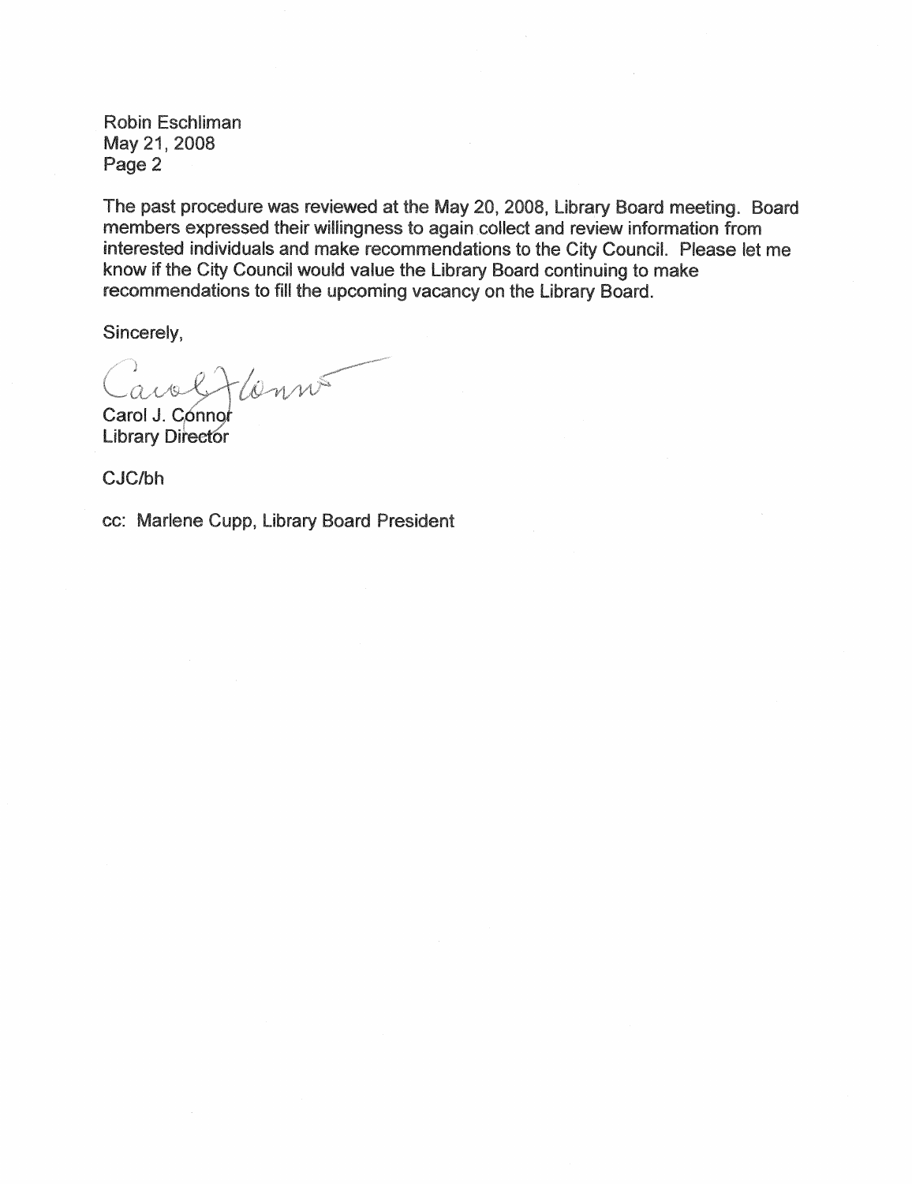The past procedure was reviewed at the May 20, 2008, Library Board meeting. Board members expressed their willingness to again collect and review information from interested individuals and make recommendations to the City Council. Please let me know if the City Council would value the Library Board continuing to make recommendations to fill the upcoming vacancy on the Library Board.

Sincerely,

Carol J. Connor
Library Director

CJC/bh

cc: Marlene Cupp, Library Board President